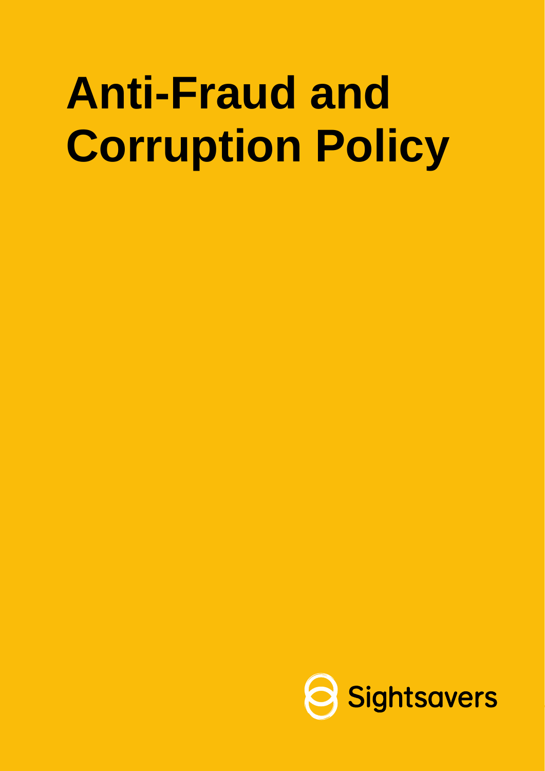# Anti-Fraud and Corruption Policy

Sightsavers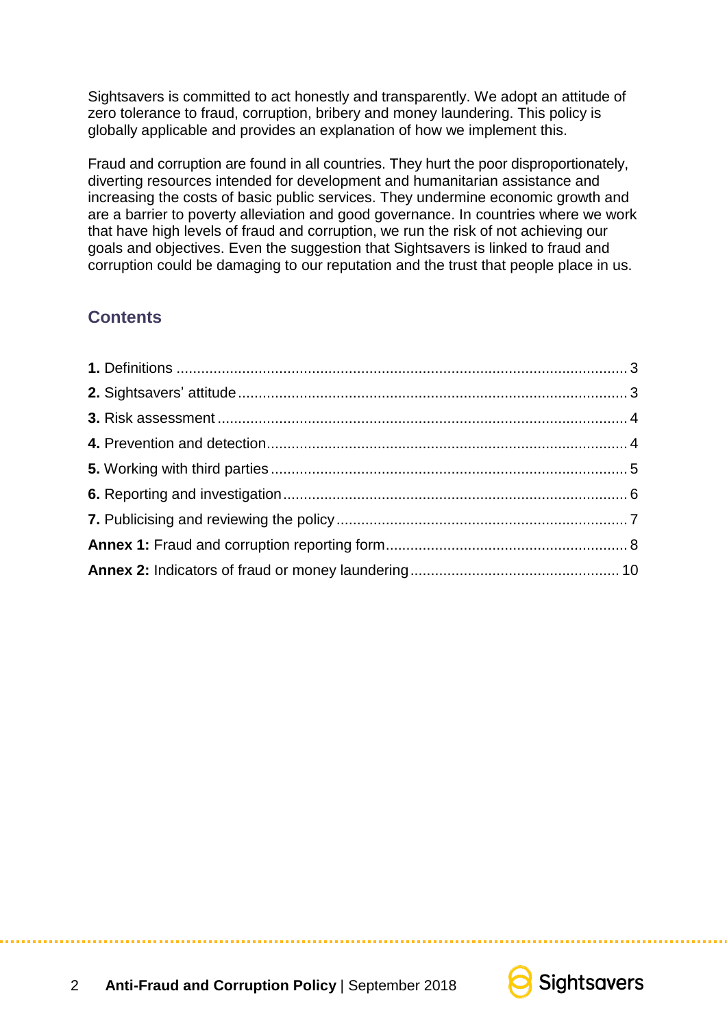Sightsavers is committed to act honestly and transparently. We adopt an attitude of zero tolerance to fraud, corruption, bribery and money laundering. This policy is globally applicable and provides an explanation of how we implement this.

Fraud and corruption are found in all countries. They hurt the poor disproportionately, diverting resources intended for development and humanitarian assistance and increasing the costs of basic public services. They undermine economic growth and are a barrier to poverty alleviation and good governance. In countries where we work that have high levels of fraud and corruption, we run the risk of not achieving our goals and objectives. Even the suggestion that Sightsavers is linked to fraud and corruption could be damaging to our reputation and the trust that people place in us.

## Contents

**1.** Definitions .......... 3
**2.** Sightsavers' attitude .......... 3
**3.** Risk assessment .......... 4
**4.** Prevention and detection .......... 4
**5.** Working with third parties .......... 5
**6.** Reporting and investigation .......... 6
**7.** Publicising and reviewing the policy .......... 7
**Annex 1:** Fraud and corruption reporting form .......... 8
**Annex 2:** Indicators of fraud or money laundering .......... 10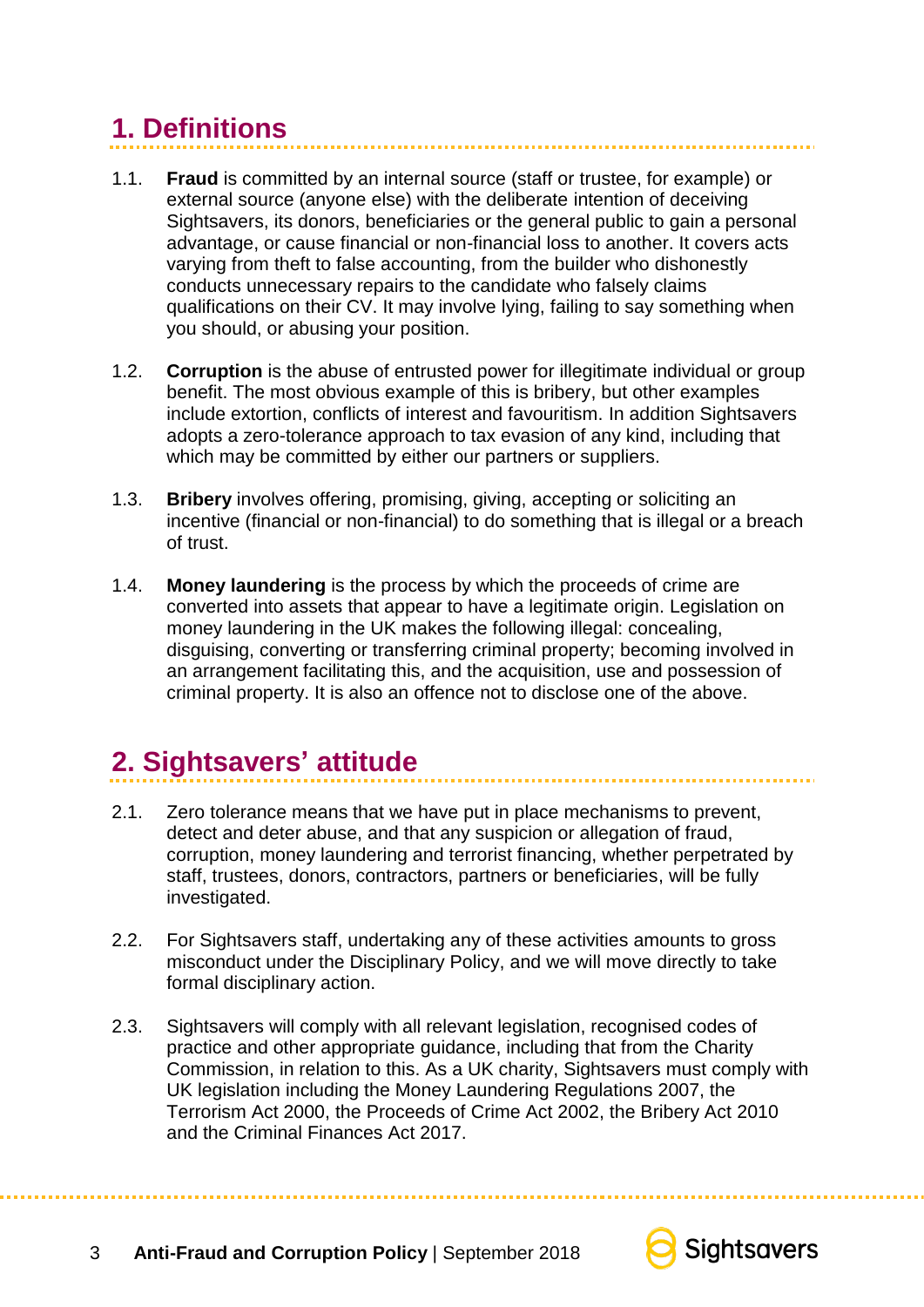## 1. Definitions

1.1. **Fraud** is committed by an internal source (staff or trustee, for example) or external source (anyone else) with the deliberate intention of deceiving Sightsavers, its donors, beneficiaries or the general public to gain a personal advantage, or cause financial or non-financial loss to another. It covers acts varying from theft to false accounting, from the builder who dishonestly conducts unnecessary repairs to the candidate who falsely claims qualifications on their CV. It may involve lying, failing to say something when you should, or abusing your position.

1.2. **Corruption** is the abuse of entrusted power for illegitimate individual or group benefit. The most obvious example of this is bribery, but other examples include extortion, conflicts of interest and favouritism. In addition Sightsavers adopts a zero-tolerance approach to tax evasion of any kind, including that which may be committed by either our partners or suppliers.

1.3. **Bribery** involves offering, promising, giving, accepting or soliciting an incentive (financial or non-financial) to do something that is illegal or a breach of trust.

1.4. **Money laundering** is the process by which the proceeds of crime are converted into assets that appear to have a legitimate origin. Legislation on money laundering in the UK makes the following illegal: concealing, disguising, converting or transferring criminal property; becoming involved in an arrangement facilitating this, and the acquisition, use and possession of criminal property. It is also an offence not to disclose one of the above.

## 2. Sightsavers' attitude

2.1. Zero tolerance means that we have put in place mechanisms to prevent, detect and deter abuse, and that any suspicion or allegation of fraud, corruption, money laundering and terrorist financing, whether perpetrated by staff, trustees, donors, contractors, partners or beneficiaries, will be fully investigated.

2.2. For Sightsavers staff, undertaking any of these activities amounts to gross misconduct under the Disciplinary Policy, and we will move directly to take formal disciplinary action.

2.3. Sightsavers will comply with all relevant legislation, recognised codes of practice and other appropriate guidance, including that from the Charity Commission, in relation to this. As a UK charity, Sightsavers must comply with UK legislation including the Money Laundering Regulations 2007, the Terrorism Act 2000, the Proceeds of Crime Act 2002, the Bribery Act 2010 and the Criminal Finances Act 2017.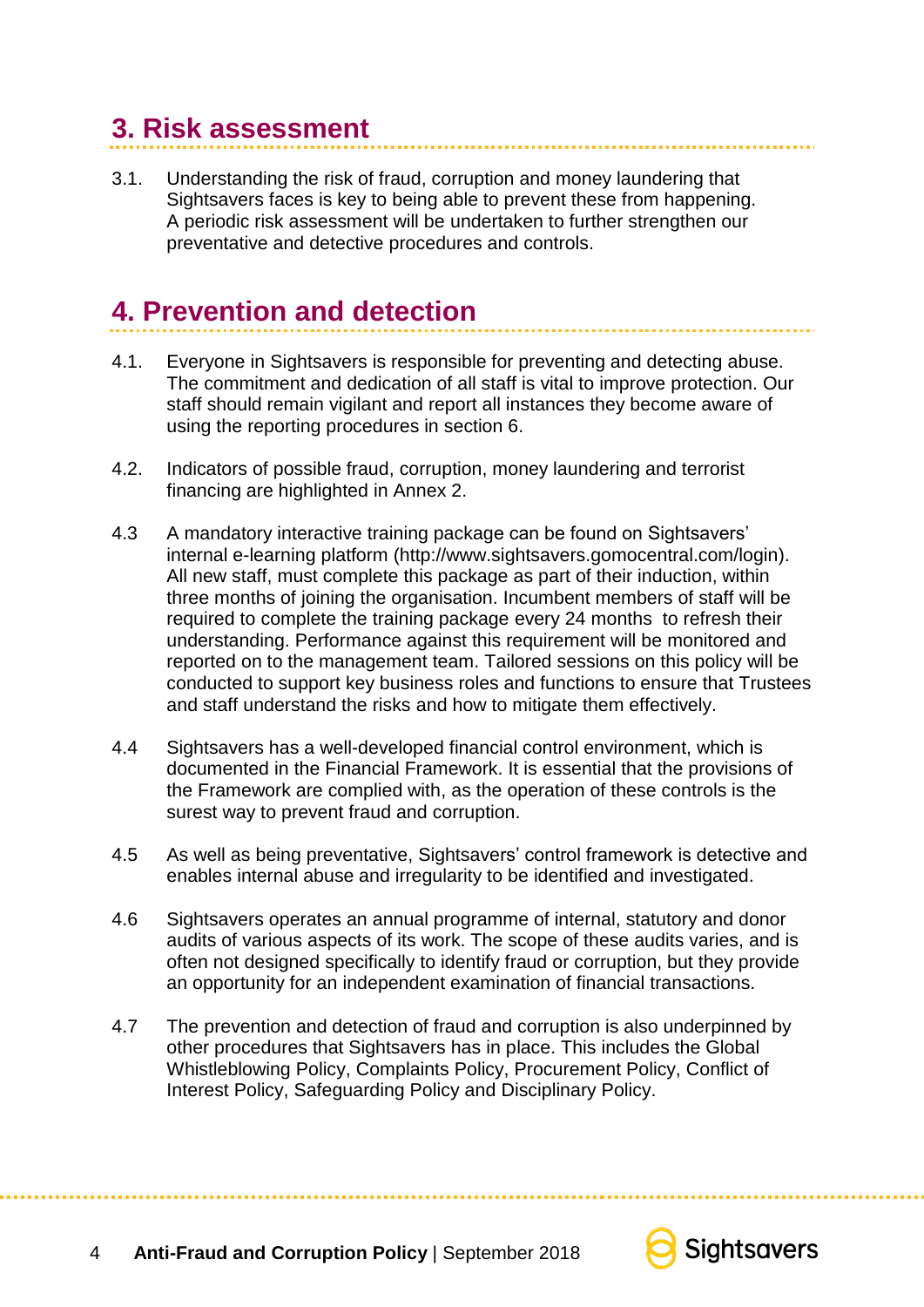## 3. Risk assessment

3.1. Understanding the risk of fraud, corruption and money laundering that Sightsavers faces is key to being able to prevent these from happening. A periodic risk assessment will be undertaken to further strengthen our preventative and detective procedures and controls.

## 4. Prevention and detection

4.1. Everyone in Sightsavers is responsible for preventing and detecting abuse. The commitment and dedication of all staff is vital to improve protection. Our staff should remain vigilant and report all instances they become aware of using the reporting procedures in section 6.

4.2. Indicators of possible fraud, corruption, money laundering and terrorist financing are highlighted in Annex 2.

4.3 A mandatory interactive training package can be found on Sightsavers' internal e-learning platform (http://www.sightsavers.gomocentral.com/login). All new staff, must complete this package as part of their induction, within three months of joining the organisation. Incumbent members of staff will be required to complete the training package every 24 months to refresh their understanding. Performance against this requirement will be monitored and reported on to the management team. Tailored sessions on this policy will be conducted to support key business roles and functions to ensure that Trustees and staff understand the risks and how to mitigate them effectively.

4.4 Sightsavers has a well-developed financial control environment, which is documented in the Financial Framework. It is essential that the provisions of the Framework are complied with, as the operation of these controls is the surest way to prevent fraud and corruption.

4.5 As well as being preventative, Sightsavers' control framework is detective and enables internal abuse and irregularity to be identified and investigated.

4.6 Sightsavers operates an annual programme of internal, statutory and donor audits of various aspects of its work. The scope of these audits varies, and is often not designed specifically to identify fraud or corruption, but they provide an opportunity for an independent examination of financial transactions.

4.7 The prevention and detection of fraud and corruption is also underpinned by other procedures that Sightsavers has in place. This includes the Global Whistleblowing Policy, Complaints Policy, Procurement Policy, Conflict of Interest Policy, Safeguarding Policy and Disciplinary Policy.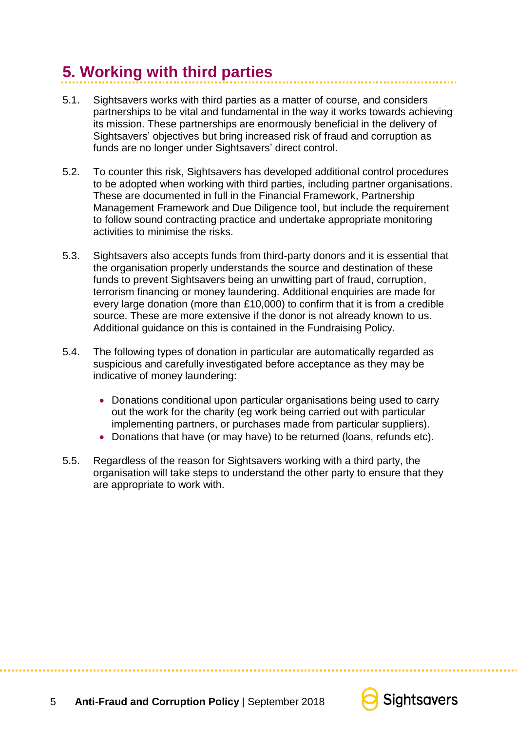## 5. Working with third parties

5.1. Sightsavers works with third parties as a matter of course, and considers partnerships to be vital and fundamental in the way it works towards achieving its mission. These partnerships are enormously beneficial in the delivery of Sightsavers' objectives but bring increased risk of fraud and corruption as funds are no longer under Sightsavers' direct control.

5.2. To counter this risk, Sightsavers has developed additional control procedures to be adopted when working with third parties, including partner organisations. These are documented in full in the Financial Framework, Partnership Management Framework and Due Diligence tool, but include the requirement to follow sound contracting practice and undertake appropriate monitoring activities to minimise the risks.

5.3. Sightsavers also accepts funds from third-party donors and it is essential that the organisation properly understands the source and destination of these funds to prevent Sightsavers being an unwitting part of fraud, corruption, terrorism financing or money laundering. Additional enquiries are made for every large donation (more than £10,000) to confirm that it is from a credible source. These are more extensive if the donor is not already known to us. Additional guidance on this is contained in the Fundraising Policy.

5.4. The following types of donation in particular are automatically regarded as suspicious and carefully investigated before acceptance as they may be indicative of money laundering:

- Donations conditional upon particular organisations being used to carry out the work for the charity (eg work being carried out with particular implementing partners, or purchases made from particular suppliers).
- Donations that have (or may have) to be returned (loans, refunds etc).

5.5. Regardless of the reason for Sightsavers working with a third party, the organisation will take steps to understand the other party to ensure that they are appropriate to work with.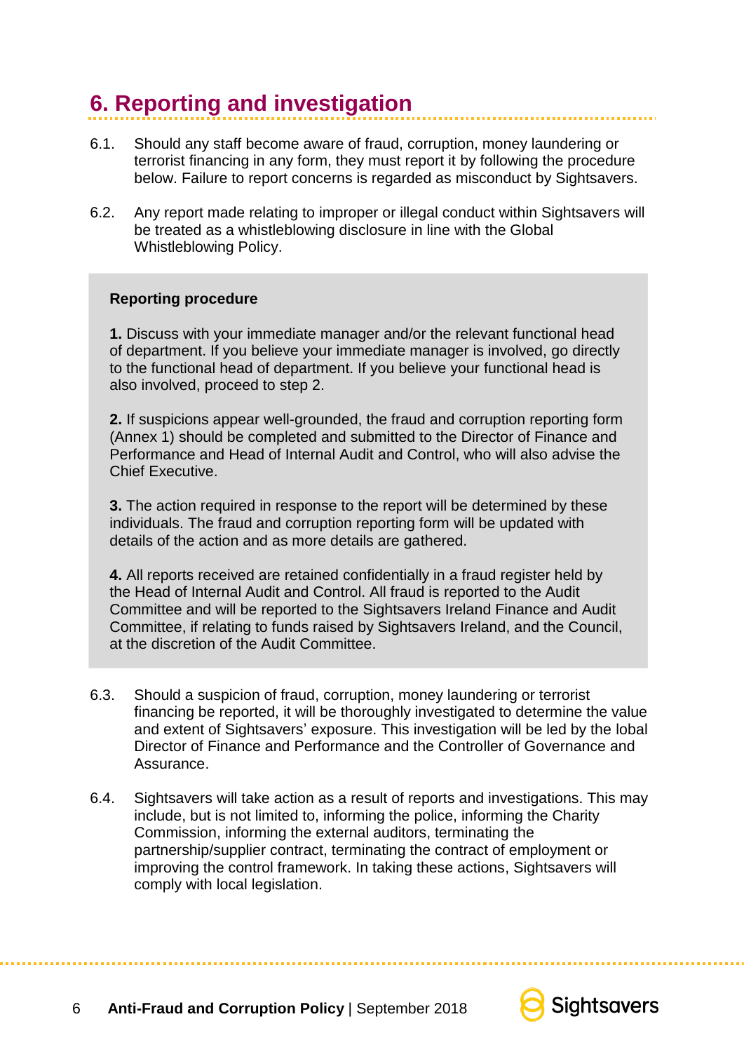## 6. Reporting and investigation

6.1. Should any staff become aware of fraud, corruption, money laundering or terrorist financing in any form, they must report it by following the procedure below. Failure to report concerns is regarded as misconduct by Sightsavers.

6.2. Any report made relating to improper or illegal conduct within Sightsavers will be treated as a whistleblowing disclosure in line with the Global Whistleblowing Policy.

**Reporting procedure**

**1.** Discuss with your immediate manager and/or the relevant functional head of department. If you believe your immediate manager is involved, go directly to the functional head of department. If you believe your functional head is also involved, proceed to step 2.

**2.** If suspicions appear well-grounded, the fraud and corruption reporting form (Annex 1) should be completed and submitted to the Director of Finance and Performance and Head of Internal Audit and Control, who will also advise the Chief Executive.

**3.** The action required in response to the report will be determined by these individuals. The fraud and corruption reporting form will be updated with details of the action and as more details are gathered.

**4.** All reports received are retained confidentially in a fraud register held by the Head of Internal Audit and Control. All fraud is reported to the Audit Committee and will be reported to the Sightsavers Ireland Finance and Audit Committee, if relating to funds raised by Sightsavers Ireland, and the Council, at the discretion of the Audit Committee.

6.3. Should a suspicion of fraud, corruption, money laundering or terrorist financing be reported, it will be thoroughly investigated to determine the value and extent of Sightsavers' exposure. This investigation will be led by the lobal Director of Finance and Performance and the Controller of Governance and Assurance.

6.4. Sightsavers will take action as a result of reports and investigations. This may include, but is not limited to, informing the police, informing the Charity Commission, informing the external auditors, terminating the partnership/supplier contract, terminating the contract of employment or improving the control framework. In taking these actions, Sightsavers will comply with local legislation.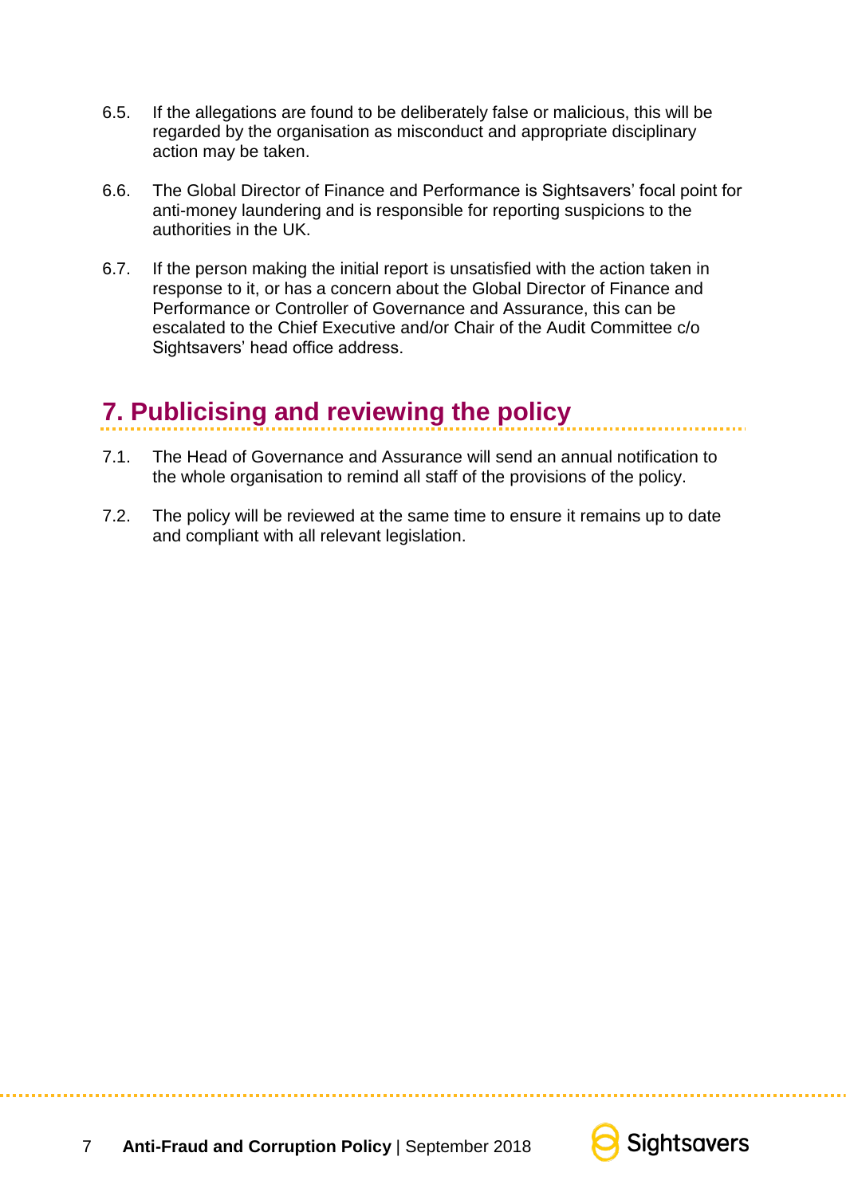6.5. If the allegations are found to be deliberately false or malicious, this will be regarded by the organisation as misconduct and appropriate disciplinary action may be taken.

6.6. The Global Director of Finance and Performance is Sightsavers' focal point for anti-money laundering and is responsible for reporting suspicions to the authorities in the UK.

6.7. If the person making the initial report is unsatisfied with the action taken in response to it, or has a concern about the Global Director of Finance and Performance or Controller of Governance and Assurance, this can be escalated to the Chief Executive and/or Chair of the Audit Committee c/o Sightsavers' head office address.

## 7. Publicising and reviewing the policy

7.1. The Head of Governance and Assurance will send an annual notification to the whole organisation to remind all staff of the provisions of the policy.

7.2. The policy will be reviewed at the same time to ensure it remains up to date and compliant with all relevant legislation.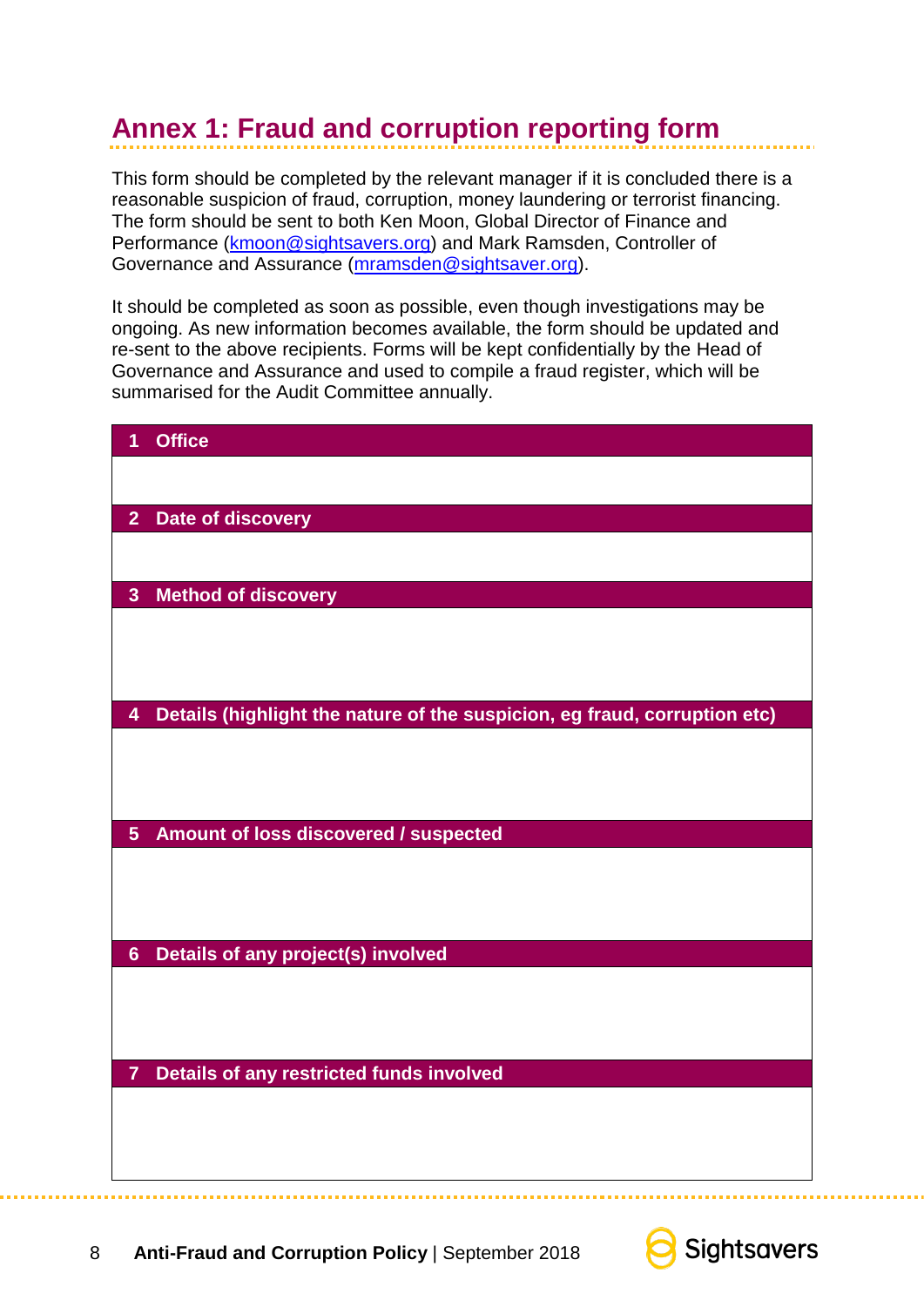# Annex 1: Fraud and corruption reporting form

This form should be completed by the relevant manager if it is concluded there is a reasonable suspicion of fraud, corruption, money laundering or terrorist financing. The form should be sent to both Ken Moon, Global Director of Finance and Performance (kmoon@sightsavers.org) and Mark Ramsden, Controller of Governance and Assurance (mramsden@sightsaver.org).

It should be completed as soon as possible, even though investigations may be ongoing. As new information becomes available, the form should be updated and re-sent to the above recipients. Forms will be kept confidentially by the Head of Governance and Assurance and used to compile a fraud register, which will be summarised for the Audit Committee annually.

| 1 Office |
|---|
| |
| **2 Date of discovery** |
| |
| **3 Method of discovery** |
| |
| **4 Details (highlight the nature of the suspicion, eg fraud, corruption etc)** |
| |
| **5 Amount of loss discovered / suspected** |
| |
| **6 Details of any project(s) involved** |
| |
| **7 Details of any restricted funds involved** |
| |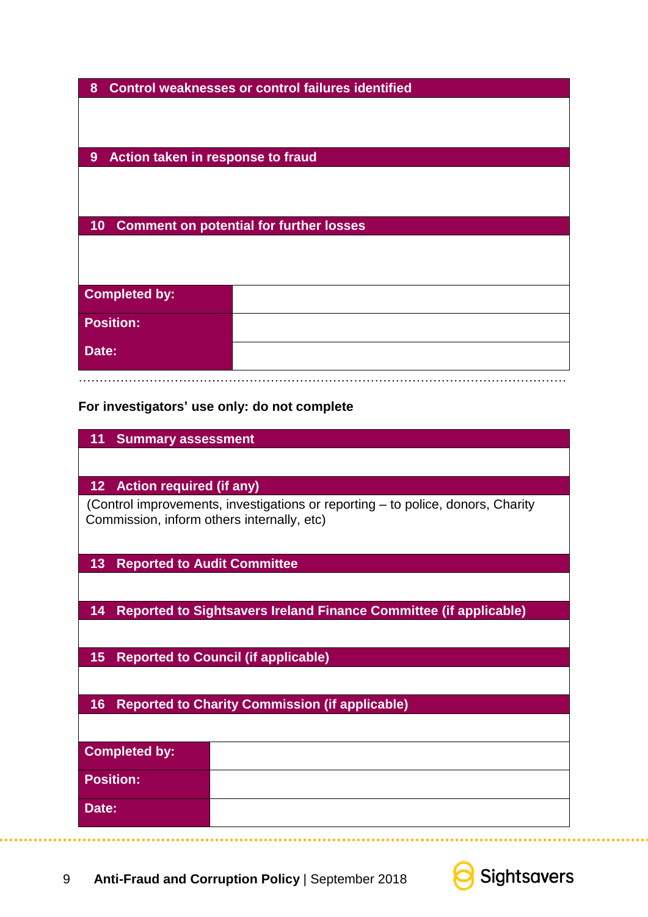| 8 Control weaknesses or control failures identified | |
|---|---|
| | |
| **9 Action taken in response to fraud** | |
| | |
| **10 Comment on potential for further losses** | |
| | |
| **Completed by:** | |
| **Position:** | |
| **Date:** | |

**For investigators' use only: do not complete**

| 11 Summary assessment | |
|---|---|
| | |
| **12 Action required (if any)** | |
| (Control improvements, investigations or reporting – to police, donors, Charity Commission, inform others internally, etc) | |
| **13 Reported to Audit Committee** | |
| | |
| **14 Reported to Sightsavers Ireland Finance Committee (if applicable)** | |
| | |
| **15 Reported to Council (if applicable)** | |
| | |
| **16 Reported to Charity Commission (if applicable)** | |
| | |
| **Completed by:** | |
| **Position:** | |
| **Date:** | |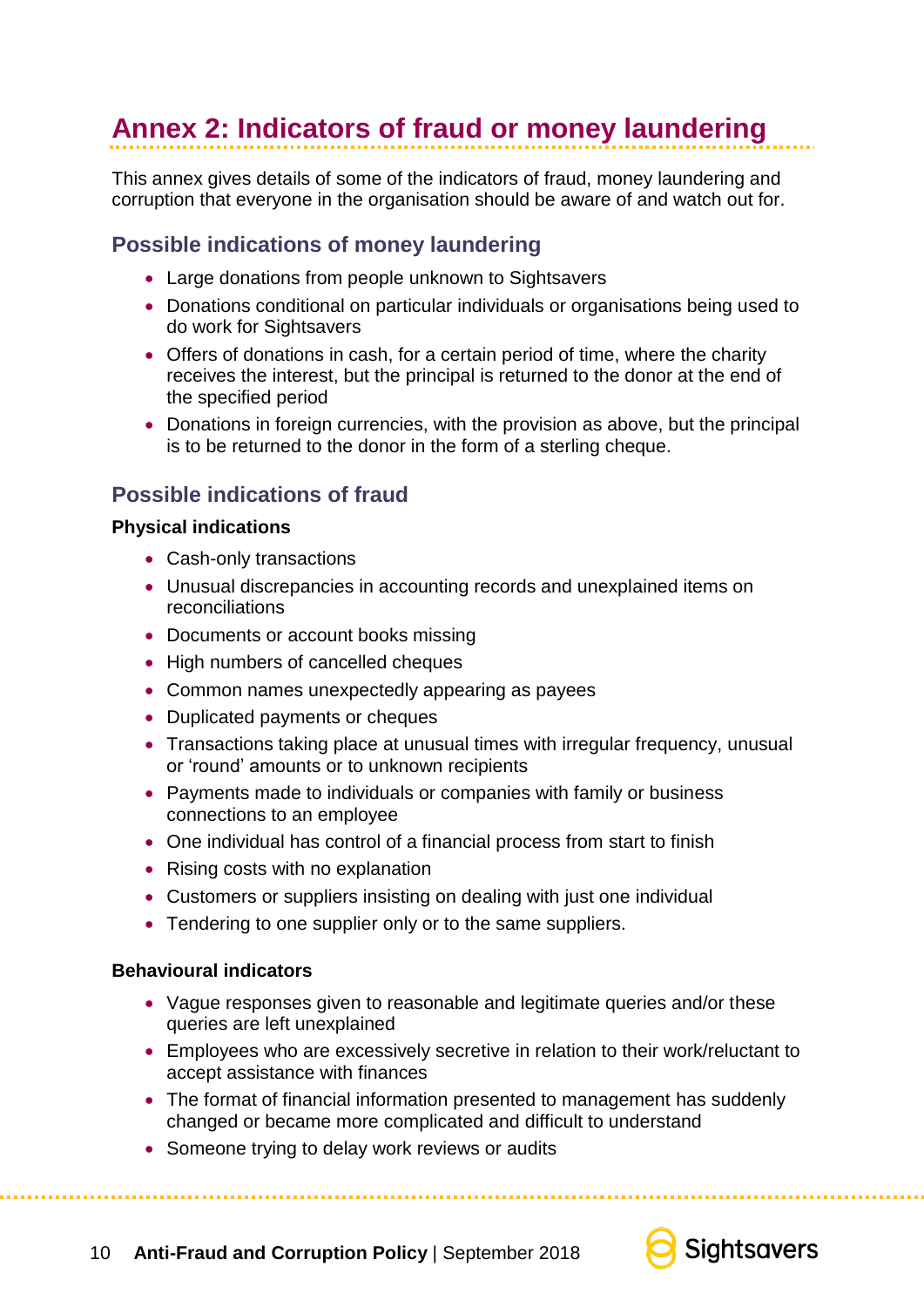# Annex 2: Indicators of fraud or money laundering

This annex gives details of some of the indicators of fraud, money laundering and corruption that everyone in the organisation should be aware of and watch out for.

## Possible indications of money laundering

- Large donations from people unknown to Sightsavers
- Donations conditional on particular individuals or organisations being used to do work for Sightsavers
- Offers of donations in cash, for a certain period of time, where the charity receives the interest, but the principal is returned to the donor at the end of the specified period
- Donations in foreign currencies, with the provision as above, but the principal is to be returned to the donor in the form of a sterling cheque.

## Possible indications of fraud

**Physical indications**

- Cash-only transactions
- Unusual discrepancies in accounting records and unexplained items on reconciliations
- Documents or account books missing
- High numbers of cancelled cheques
- Common names unexpectedly appearing as payees
- Duplicated payments or cheques
- Transactions taking place at unusual times with irregular frequency, unusual or 'round' amounts or to unknown recipients
- Payments made to individuals or companies with family or business connections to an employee
- One individual has control of a financial process from start to finish
- Rising costs with no explanation
- Customers or suppliers insisting on dealing with just one individual
- Tendering to one supplier only or to the same suppliers.

**Behavioural indicators**

- Vague responses given to reasonable and legitimate queries and/or these queries are left unexplained
- Employees who are excessively secretive in relation to their work/reluctant to accept assistance with finances
- The format of financial information presented to management has suddenly changed or became more complicated and difficult to understand
- Someone trying to delay work reviews or audits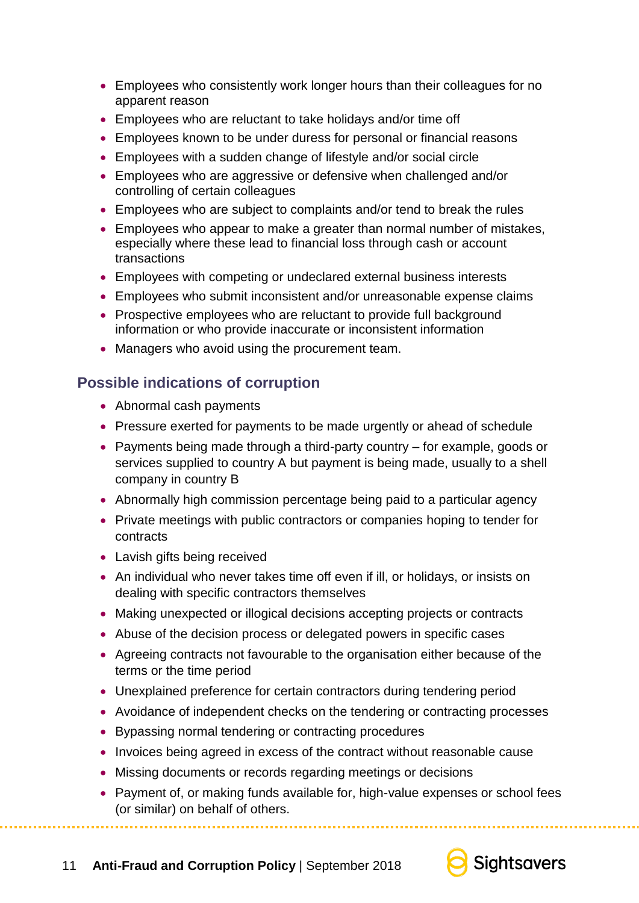- Employees who consistently work longer hours than their colleagues for no apparent reason
- Employees who are reluctant to take holidays and/or time off
- Employees known to be under duress for personal or financial reasons
- Employees with a sudden change of lifestyle and/or social circle
- Employees who are aggressive or defensive when challenged and/or controlling of certain colleagues
- Employees who are subject to complaints and/or tend to break the rules
- Employees who appear to make a greater than normal number of mistakes, especially where these lead to financial loss through cash or account transactions
- Employees with competing or undeclared external business interests
- Employees who submit inconsistent and/or unreasonable expense claims
- Prospective employees who are reluctant to provide full background information or who provide inaccurate or inconsistent information
- Managers who avoid using the procurement team.

## Possible indications of corruption

- Abnormal cash payments
- Pressure exerted for payments to be made urgently or ahead of schedule
- Payments being made through a third-party country – for example, goods or services supplied to country A but payment is being made, usually to a shell company in country B
- Abnormally high commission percentage being paid to a particular agency
- Private meetings with public contractors or companies hoping to tender for contracts
- Lavish gifts being received
- An individual who never takes time off even if ill, or holidays, or insists on dealing with specific contractors themselves
- Making unexpected or illogical decisions accepting projects or contracts
- Abuse of the decision process or delegated powers in specific cases
- Agreeing contracts not favourable to the organisation either because of the terms or the time period
- Unexplained preference for certain contractors during tendering period
- Avoidance of independent checks on the tendering or contracting processes
- Bypassing normal tendering or contracting procedures
- Invoices being agreed in excess of the contract without reasonable cause
- Missing documents or records regarding meetings or decisions
- Payment of, or making funds available for, high-value expenses or school fees (or similar) on behalf of others.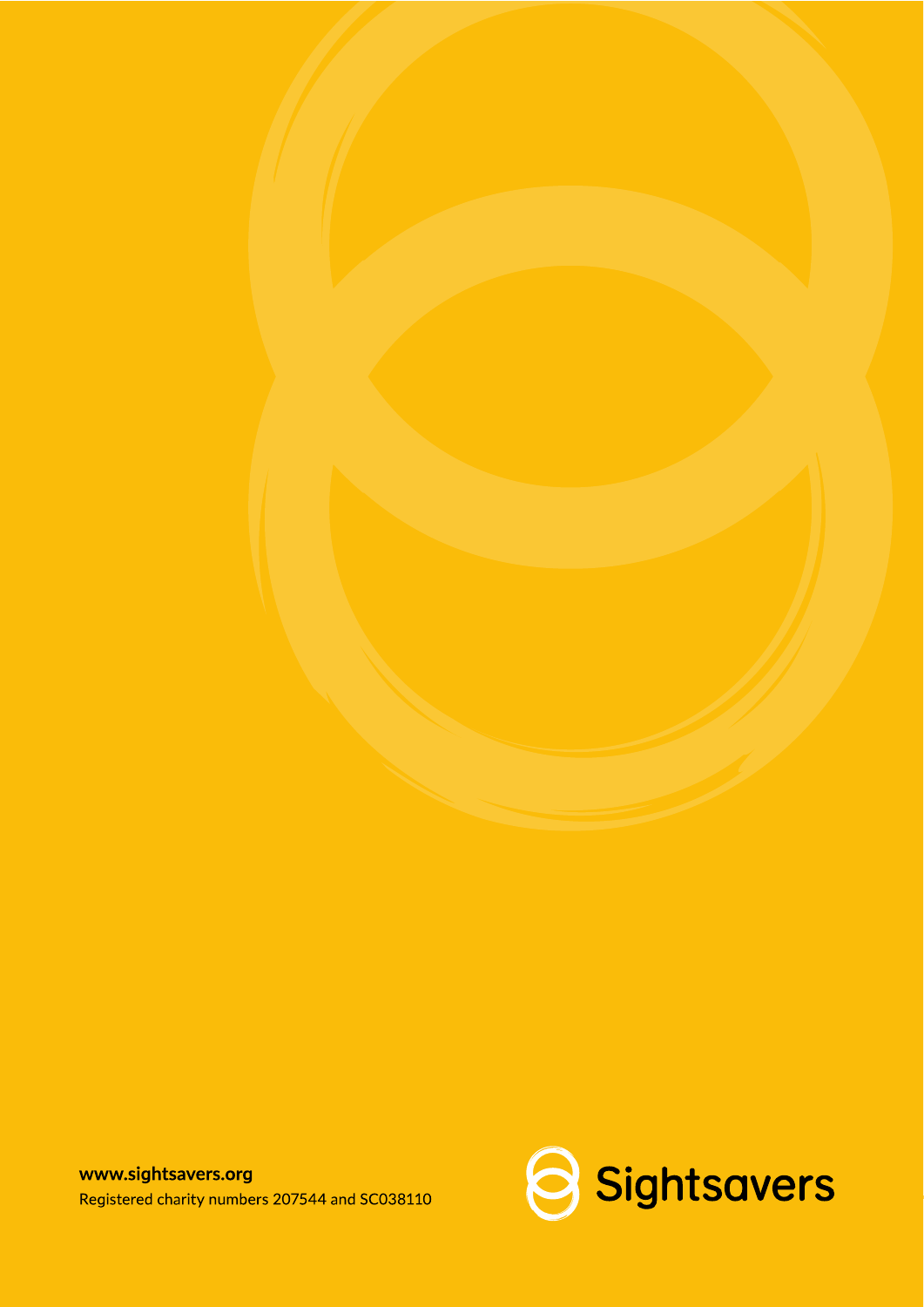**www.sightsavers.org**

Registered charity numbers 207544 and SC038110

Sightsavers